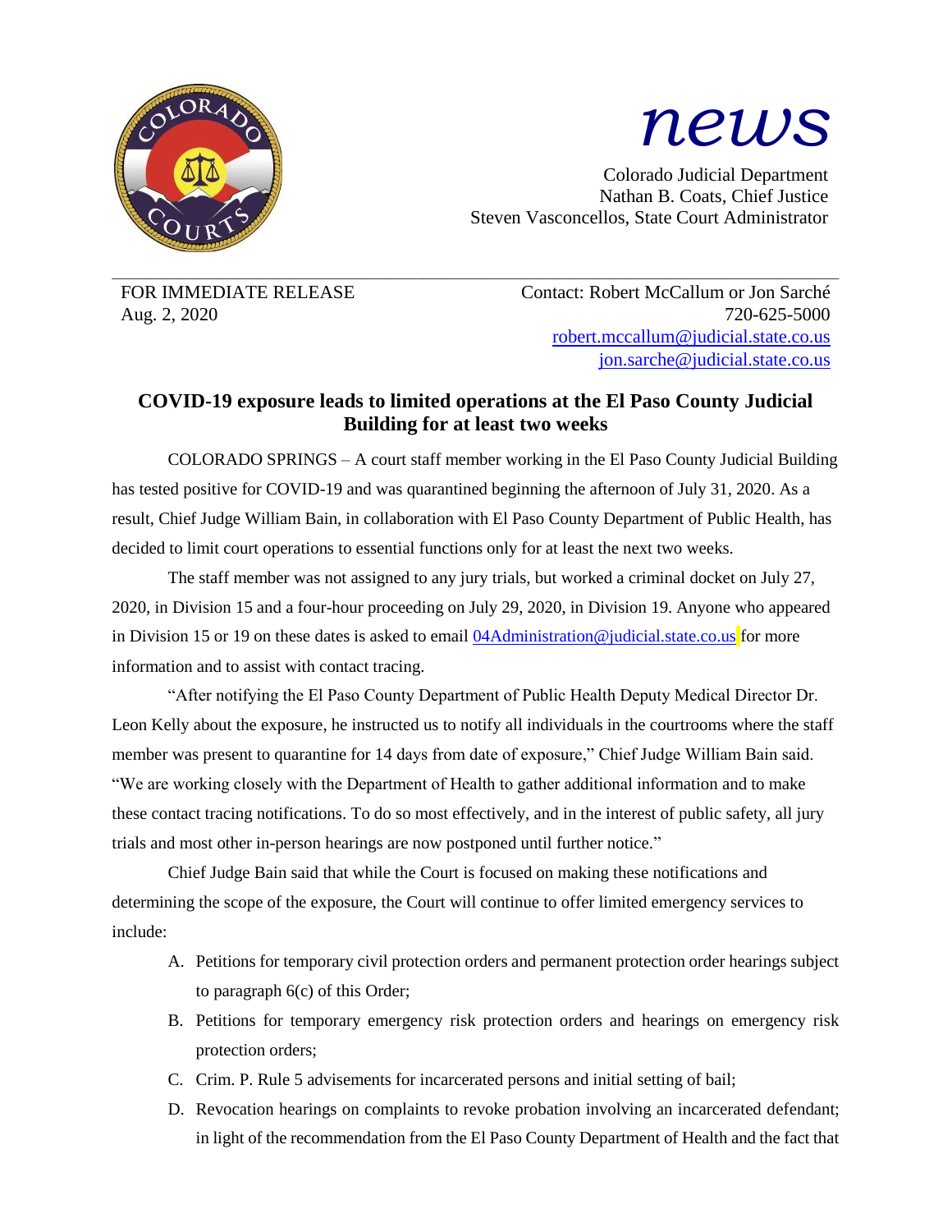*news*

Colorado Judicial Department
Nathan B. Coats, Chief Justice
Steven Vasconcellos, State Court Administrator

FOR IMMEDIATE RELEASE
Aug. 2, 2020

Contact: Robert McCallum or Jon Sarché
720-625-5000
robert.mccallum@judicial.state.co.us
jon.sarche@judicial.state.co.us

## COVID-19 exposure leads to limited operations at the El Paso County Judicial Building for at least two weeks

COLORADO SPRINGS – A court staff member working in the El Paso County Judicial Building has tested positive for COVID-19 and was quarantined beginning the afternoon of July 31, 2020. As a result, Chief Judge William Bain, in collaboration with El Paso County Department of Public Health, has decided to limit court operations to essential functions only for at least the next two weeks.

The staff member was not assigned to any jury trials, but worked a criminal docket on July 27, 2020, in Division 15 and a four-hour proceeding on July 29, 2020, in Division 19. Anyone who appeared in Division 15 or 19 on these dates is asked to email 04Administration@judicial.state.co.us for more information and to assist with contact tracing.

"After notifying the El Paso County Department of Public Health Deputy Medical Director Dr. Leon Kelly about the exposure, he instructed us to notify all individuals in the courtrooms where the staff member was present to quarantine for 14 days from date of exposure," Chief Judge William Bain said. "We are working closely with the Department of Health to gather additional information and to make these contact tracing notifications. To do so most effectively, and in the interest of public safety, all jury trials and most other in-person hearings are now postponed until further notice."

Chief Judge Bain said that while the Court is focused on making these notifications and determining the scope of the exposure, the Court will continue to offer limited emergency services to include:

A. Petitions for temporary civil protection orders and permanent protection order hearings subject to paragraph 6(c) of this Order;
B. Petitions for temporary emergency risk protection orders and hearings on emergency risk protection orders;
C. Crim. P. Rule 5 advisements for incarcerated persons and initial setting of bail;
D. Revocation hearings on complaints to revoke probation involving an incarcerated defendant; in light of the recommendation from the El Paso County Department of Health and the fact that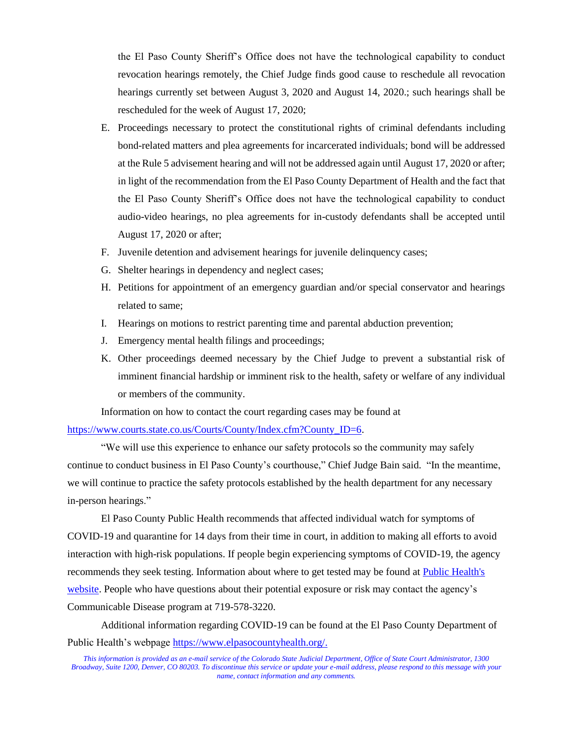the El Paso County Sheriff's Office does not have the technological capability to conduct revocation hearings remotely, the Chief Judge finds good cause to reschedule all revocation hearings currently set between August 3, 2020 and August 14, 2020.; such hearings shall be rescheduled for the week of August 17, 2020;

E. Proceedings necessary to protect the constitutional rights of criminal defendants including bond-related matters and plea agreements for incarcerated individuals; bond will be addressed at the Rule 5 advisement hearing and will not be addressed again until August 17, 2020 or after; in light of the recommendation from the El Paso County Department of Health and the fact that the El Paso County Sheriff's Office does not have the technological capability to conduct audio-video hearings, no plea agreements for in-custody defendants shall be accepted until August 17, 2020 or after;
F. Juvenile detention and advisement hearings for juvenile delinquency cases;
G. Shelter hearings in dependency and neglect cases;
H. Petitions for appointment of an emergency guardian and/or special conservator and hearings related to same;
I. Hearings on motions to restrict parenting time and parental abduction prevention;
J. Emergency mental health filings and proceedings;
K. Other proceedings deemed necessary by the Chief Judge to prevent a substantial risk of imminent financial hardship or imminent risk to the health, safety or welfare of any individual or members of the community.

Information on how to contact the court regarding cases may be found at [https://www.courts.state.co.us/Courts/County/Index.cfm?County_ID=6](https://www.courts.state.co.us/Courts/County/Index.cfm?County_ID=6).

"We will use this experience to enhance our safety protocols so the community may safely continue to conduct business in El Paso County's courthouse," Chief Judge Bain said. "In the meantime, we will continue to practice the safety protocols established by the health department for any necessary in-person hearings."

El Paso County Public Health recommends that affected individual watch for symptoms of COVID-19 and quarantine for 14 days from their time in court, in addition to making all efforts to avoid interaction with high-risk populations. If people begin experiencing symptoms of COVID-19, the agency recommends they seek testing. Information about where to get tested may be found at Public Health's website. People who have questions about their potential exposure or risk may contact the agency's Communicable Disease program at 719-578-3220.

Additional information regarding COVID-19 can be found at the El Paso County Department of Public Health's webpage [https://www.elpasocountyhealth.org/.](https://www.elpasocountyhealth.org/)

*This information is provided as an e-mail service of the Colorado State Judicial Department, Office of State Court Administrator, 1300 Broadway, Suite 1200, Denver, CO 80203. To discontinue this service or update your e-mail address, please respond to this message with your name, contact information and any comments.*